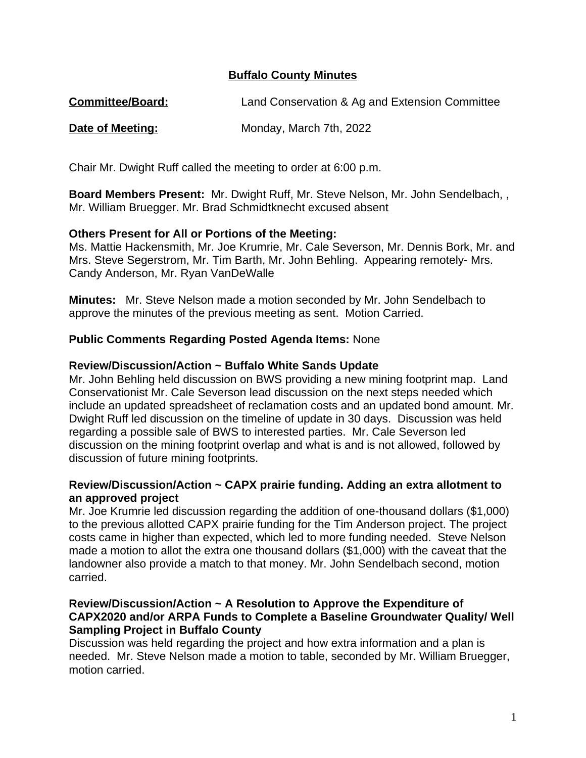# Buffalo County Minutes

**Committee/Board:** Land Conservation & Ag and Extension Committee

**Date of Meeting:** Monday, March 7th, 2022

Chair Mr. Dwight Ruff called the meeting to order at 6:00 p.m.

**Board Members Present:** Mr. Dwight Ruff, Mr. Steve Nelson, Mr. John Sendelbach, , Mr. William Bruegger. Mr. Brad Schmidtknecht excused absent

**Others Present for All or Portions of the Meeting:**
Ms. Mattie Hackensmith, Mr. Joe Krumrie, Mr. Cale Severson, Mr. Dennis Bork, Mr. and Mrs. Steve Segerstrom, Mr. Tim Barth, Mr. John Behling. Appearing remotely- Mrs. Candy Anderson, Mr. Ryan VanDeWalle

**Minutes:** Mr. Steve Nelson made a motion seconded by Mr. John Sendelbach to approve the minutes of the previous meeting as sent. Motion Carried.

**Public Comments Regarding Posted Agenda Items:** None

**Review/Discussion/Action ~ Buffalo White Sands Update**
Mr. John Behling held discussion on BWS providing a new mining footprint map. Land Conservationist Mr. Cale Severson lead discussion on the next steps needed which include an updated spreadsheet of reclamation costs and an updated bond amount. Mr. Dwight Ruff led discussion on the timeline of update in 30 days. Discussion was held regarding a possible sale of BWS to interested parties. Mr. Cale Severson led discussion on the mining footprint overlap and what is and is not allowed, followed by discussion of future mining footprints.

**Review/Discussion/Action ~ CAPX prairie funding. Adding an extra allotment to an approved project**
Mr. Joe Krumrie led discussion regarding the addition of one-thousand dollars ($1,000) to the previous allotted CAPX prairie funding for the Tim Anderson project. The project costs came in higher than expected, which led to more funding needed. Steve Nelson made a motion to allot the extra one thousand dollars ($1,000) with the caveat that the landowner also provide a match to that money. Mr. John Sendelbach second, motion carried.

**Review/Discussion/Action ~ A Resolution to Approve the Expenditure of CAPX2020 and/or ARPA Funds to Complete a Baseline Groundwater Quality/ Well Sampling Project in Buffalo County**
Discussion was held regarding the project and how extra information and a plan is needed. Mr. Steve Nelson made a motion to table, seconded by Mr. William Bruegger, motion carried.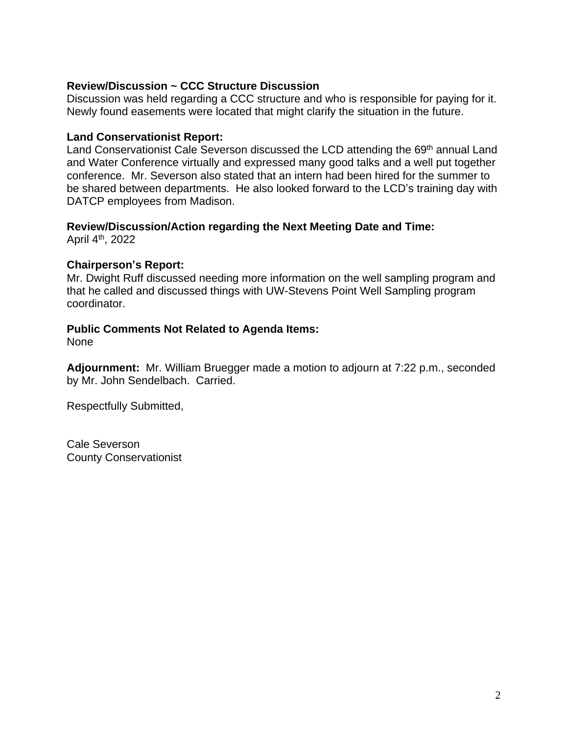**Review/Discussion ~ CCC Structure Discussion**
Discussion was held regarding a CCC structure and who is responsible for paying for it. Newly found easements were located that might clarify the situation in the future.

**Land Conservationist Report:**
Land Conservationist Cale Severson discussed the LCD attending the 69th annual Land and Water Conference virtually and expressed many good talks and a well put together conference. Mr. Severson also stated that an intern had been hired for the summer to be shared between departments. He also looked forward to the LCD's training day with DATCP employees from Madison.

**Review/Discussion/Action regarding the Next Meeting Date and Time:**
April 4th, 2022

**Chairperson's Report:**
Mr. Dwight Ruff discussed needing more information on the well sampling program and that he called and discussed things with UW-Stevens Point Well Sampling program coordinator.

**Public Comments Not Related to Agenda Items:**
None

**Adjournment:** Mr. William Bruegger made a motion to adjourn at 7:22 p.m., seconded by Mr. John Sendelbach. Carried.

Respectfully Submitted,

Cale Severson
County Conservationist